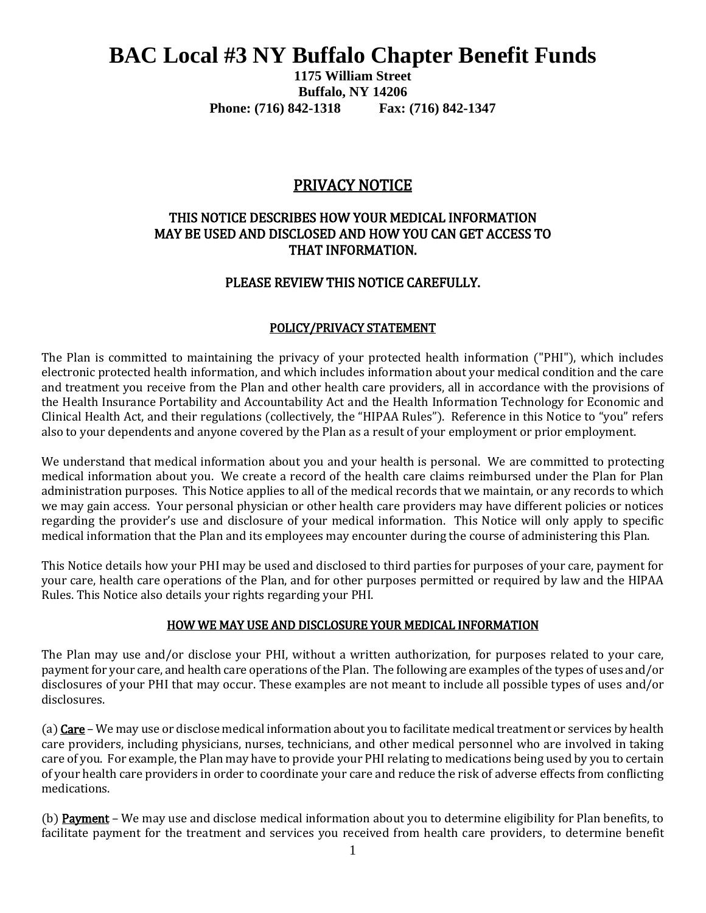# BAC Local #3 NY Buffalo Chapter Benefit Funds

**1175 William Street**
**Buffalo, NY 14206**
**Phone: (716) 842-1318 Fax: (716) 842-1347**

## PRIVACY NOTICE

### THIS NOTICE DESCRIBES HOW YOUR MEDICAL INFORMATION MAY BE USED AND DISCLOSED AND HOW YOU CAN GET ACCESS TO THAT INFORMATION.

### PLEASE REVIEW THIS NOTICE CAREFULLY.

#### POLICY/PRIVACY STATEMENT

The Plan is committed to maintaining the privacy of your protected health information ("PHI"), which includes electronic protected health information, and which includes information about your medical condition and the care and treatment you receive from the Plan and other health care providers, all in accordance with the provisions of the Health Insurance Portability and Accountability Act and the Health Information Technology for Economic and Clinical Health Act, and their regulations (collectively, the "HIPAA Rules"). Reference in this Notice to "you" refers also to your dependents and anyone covered by the Plan as a result of your employment or prior employment.

We understand that medical information about you and your health is personal. We are committed to protecting medical information about you. We create a record of the health care claims reimbursed under the Plan for Plan administration purposes. This Notice applies to all of the medical records that we maintain, or any records to which we may gain access. Your personal physician or other health care providers may have different policies or notices regarding the provider's use and disclosure of your medical information. This Notice will only apply to specific medical information that the Plan and its employees may encounter during the course of administering this Plan.

This Notice details how your PHI may be used and disclosed to third parties for purposes of your care, payment for your care, health care operations of the Plan, and for other purposes permitted or required by law and the HIPAA Rules. This Notice also details your rights regarding your PHI.

#### HOW WE MAY USE AND DISCLOSURE YOUR MEDICAL INFORMATION

The Plan may use and/or disclose your PHI, without a written authorization, for purposes related to your care, payment for your care, and health care operations of the Plan. The following are examples of the types of uses and/or disclosures of your PHI that may occur. These examples are not meant to include all possible types of uses and/or disclosures.

(a) **Care** – We may use or disclose medical information about you to facilitate medical treatment or services by health care providers, including physicians, nurses, technicians, and other medical personnel who are involved in taking care of you. For example, the Plan may have to provide your PHI relating to medications being used by you to certain of your health care providers in order to coordinate your care and reduce the risk of adverse effects from conflicting medications.

(b) **Payment** – We may use and disclose medical information about you to determine eligibility for Plan benefits, to facilitate payment for the treatment and services you received from health care providers, to determine benefit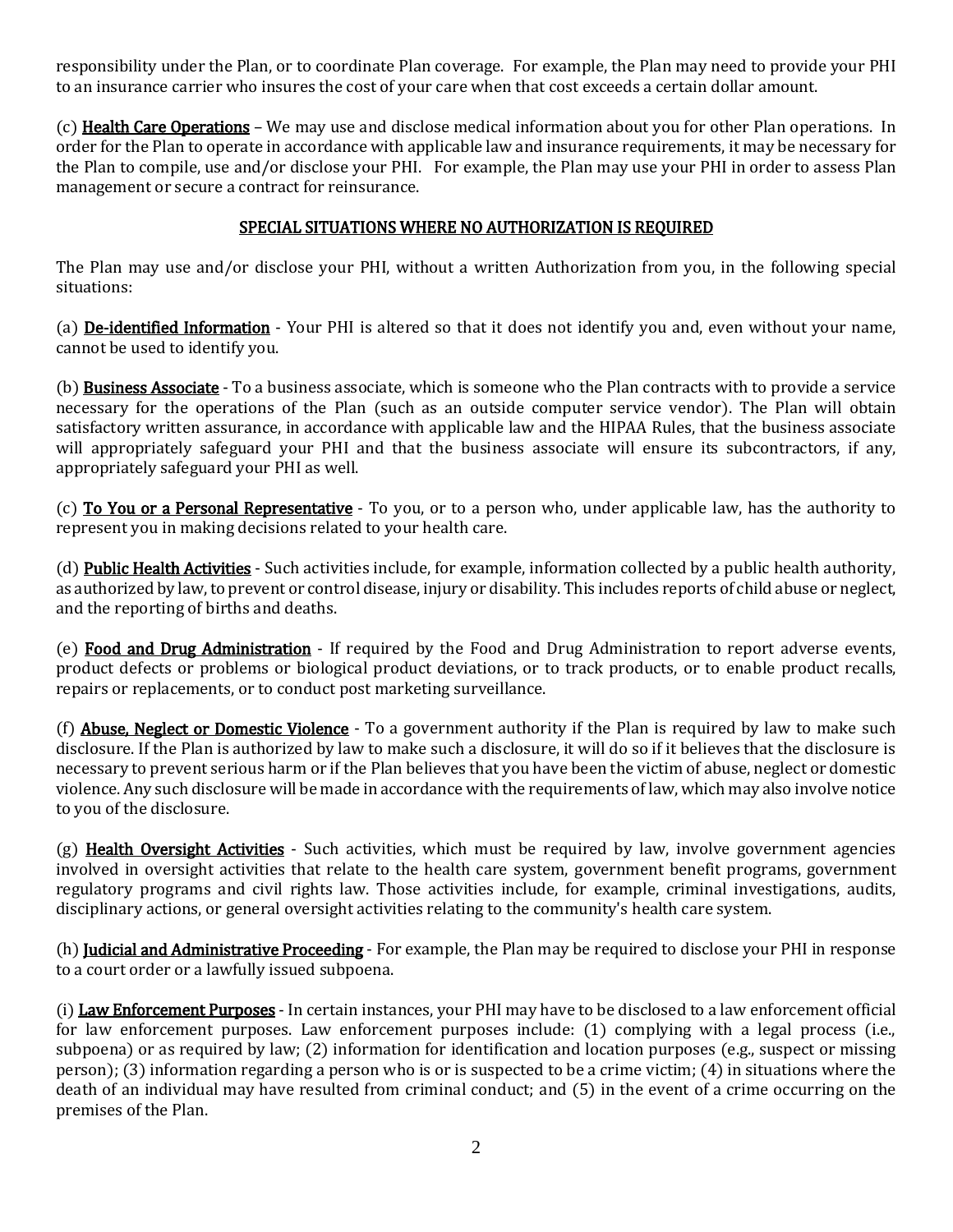responsibility under the Plan, or to coordinate Plan coverage. For example, the Plan may need to provide your PHI to an insurance carrier who insures the cost of your care when that cost exceeds a certain dollar amount.

(c) **Health Care Operations** – We may use and disclose medical information about you for other Plan operations. In order for the Plan to operate in accordance with applicable law and insurance requirements, it may be necessary for the Plan to compile, use and/or disclose your PHI. For example, the Plan may use your PHI in order to assess Plan management or secure a contract for reinsurance.

## SPECIAL SITUATIONS WHERE NO AUTHORIZATION IS REQUIRED

The Plan may use and/or disclose your PHI, without a written Authorization from you, in the following special situations:

(a) **De-identified Information** - Your PHI is altered so that it does not identify you and, even without your name, cannot be used to identify you.

(b) **Business Associate** - To a business associate, which is someone who the Plan contracts with to provide a service necessary for the operations of the Plan (such as an outside computer service vendor). The Plan will obtain satisfactory written assurance, in accordance with applicable law and the HIPAA Rules, that the business associate will appropriately safeguard your PHI and that the business associate will ensure its subcontractors, if any, appropriately safeguard your PHI as well.

(c) **To You or a Personal Representative** - To you, or to a person who, under applicable law, has the authority to represent you in making decisions related to your health care.

(d) **Public Health Activities** - Such activities include, for example, information collected by a public health authority, as authorized by law, to prevent or control disease, injury or disability. This includes reports of child abuse or neglect, and the reporting of births and deaths.

(e) **Food and Drug Administration** - If required by the Food and Drug Administration to report adverse events, product defects or problems or biological product deviations, or to track products, or to enable product recalls, repairs or replacements, or to conduct post marketing surveillance.

(f) **Abuse, Neglect or Domestic Violence** - To a government authority if the Plan is required by law to make such disclosure. If the Plan is authorized by law to make such a disclosure, it will do so if it believes that the disclosure is necessary to prevent serious harm or if the Plan believes that you have been the victim of abuse, neglect or domestic violence. Any such disclosure will be made in accordance with the requirements of law, which may also involve notice to you of the disclosure.

(g) **Health Oversight Activities** - Such activities, which must be required by law, involve government agencies involved in oversight activities that relate to the health care system, government benefit programs, government regulatory programs and civil rights law. Those activities include, for example, criminal investigations, audits, disciplinary actions, or general oversight activities relating to the community's health care system.

(h) **Judicial and Administrative Proceeding** - For example, the Plan may be required to disclose your PHI in response to a court order or a lawfully issued subpoena.

(i) **Law Enforcement Purposes** - In certain instances, your PHI may have to be disclosed to a law enforcement official for law enforcement purposes. Law enforcement purposes include: (1) complying with a legal process (i.e., subpoena) or as required by law; (2) information for identification and location purposes (e.g., suspect or missing person); (3) information regarding a person who is or is suspected to be a crime victim; (4) in situations where the death of an individual may have resulted from criminal conduct; and (5) in the event of a crime occurring on the premises of the Plan.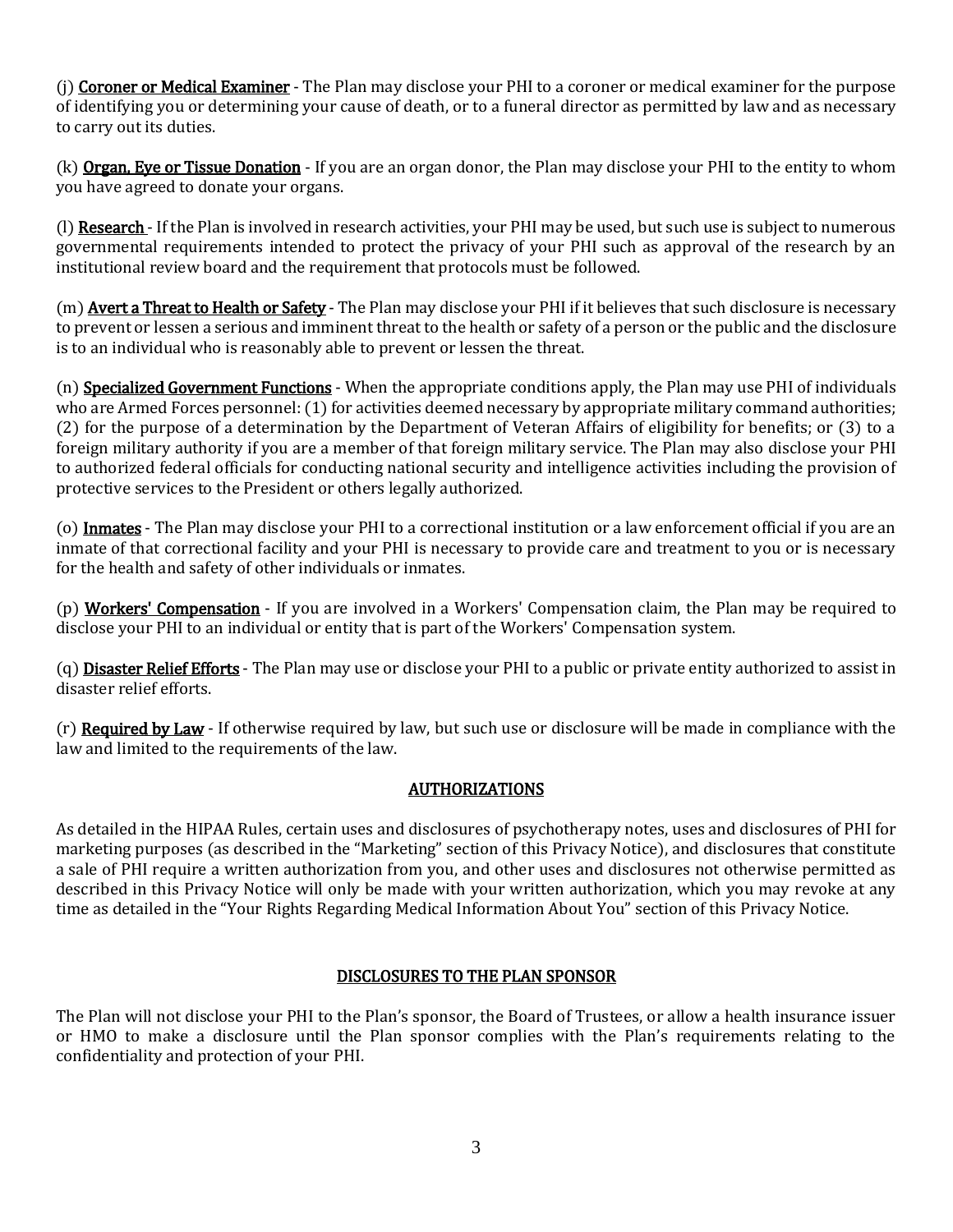(j) **Coroner or Medical Examiner** - The Plan may disclose your PHI to a coroner or medical examiner for the purpose of identifying you or determining your cause of death, or to a funeral director as permitted by law and as necessary to carry out its duties.

(k) **Organ, Eye or Tissue Donation** - If you are an organ donor, the Plan may disclose your PHI to the entity to whom you have agreed to donate your organs.

(l) **Research** - If the Plan is involved in research activities, your PHI may be used, but such use is subject to numerous governmental requirements intended to protect the privacy of your PHI such as approval of the research by an institutional review board and the requirement that protocols must be followed.

(m) **Avert a Threat to Health or Safety** - The Plan may disclose your PHI if it believes that such disclosure is necessary to prevent or lessen a serious and imminent threat to the health or safety of a person or the public and the disclosure is to an individual who is reasonably able to prevent or lessen the threat.

(n) **Specialized Government Functions** - When the appropriate conditions apply, the Plan may use PHI of individuals who are Armed Forces personnel: (1) for activities deemed necessary by appropriate military command authorities; (2) for the purpose of a determination by the Department of Veteran Affairs of eligibility for benefits; or (3) to a foreign military authority if you are a member of that foreign military service. The Plan may also disclose your PHI to authorized federal officials for conducting national security and intelligence activities including the provision of protective services to the President or others legally authorized.

(o) **Inmates** - The Plan may disclose your PHI to a correctional institution or a law enforcement official if you are an inmate of that correctional facility and your PHI is necessary to provide care and treatment to you or is necessary for the health and safety of other individuals or inmates.

(p) **Workers' Compensation** - If you are involved in a Workers' Compensation claim, the Plan may be required to disclose your PHI to an individual or entity that is part of the Workers' Compensation system.

(q) **Disaster Relief Efforts** - The Plan may use or disclose your PHI to a public or private entity authorized to assist in disaster relief efforts.

(r) **Required by Law** - If otherwise required by law, but such use or disclosure will be made in compliance with the law and limited to the requirements of the law.

## AUTHORIZATIONS

As detailed in the HIPAA Rules, certain uses and disclosures of psychotherapy notes, uses and disclosures of PHI for marketing purposes (as described in the "Marketing" section of this Privacy Notice), and disclosures that constitute a sale of PHI require a written authorization from you, and other uses and disclosures not otherwise permitted as described in this Privacy Notice will only be made with your written authorization, which you may revoke at any time as detailed in the "Your Rights Regarding Medical Information About You" section of this Privacy Notice.

## DISCLOSURES TO THE PLAN SPONSOR

The Plan will not disclose your PHI to the Plan's sponsor, the Board of Trustees, or allow a health insurance issuer or HMO to make a disclosure until the Plan sponsor complies with the Plan's requirements relating to the confidentiality and protection of your PHI.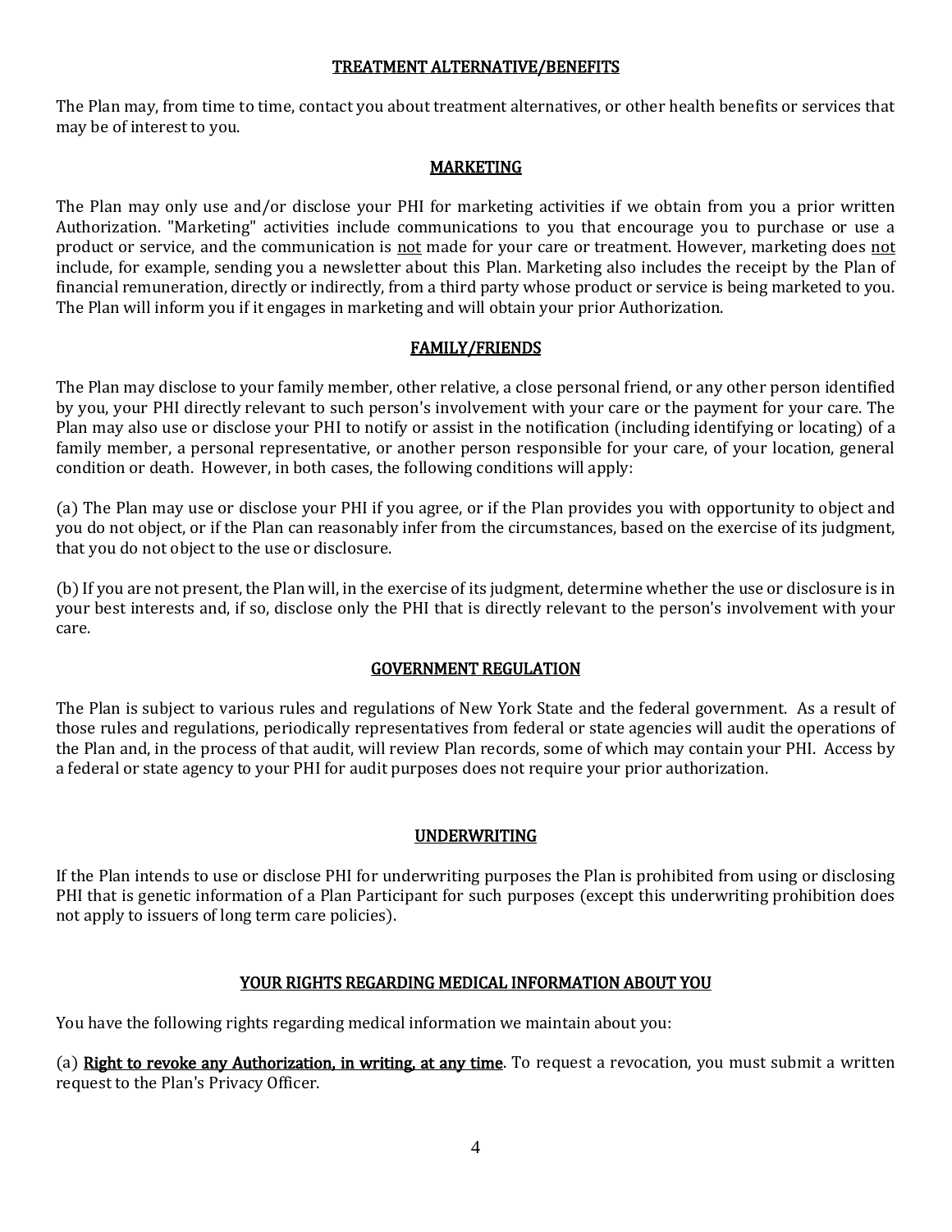## TREATMENT ALTERNATIVE/BENEFITS

The Plan may, from time to time, contact you about treatment alternatives, or other health benefits or services that may be of interest to you.

## MARKETING

The Plan may only use and/or disclose your PHI for marketing activities if we obtain from you a prior written Authorization. "Marketing" activities include communications to you that encourage you to purchase or use a product or service, and the communication is not made for your care or treatment. However, marketing does not include, for example, sending you a newsletter about this Plan. Marketing also includes the receipt by the Plan of financial remuneration, directly or indirectly, from a third party whose product or service is being marketed to you. The Plan will inform you if it engages in marketing and will obtain your prior Authorization.

## FAMILY/FRIENDS

The Plan may disclose to your family member, other relative, a close personal friend, or any other person identified by you, your PHI directly relevant to such person's involvement with your care or the payment for your care. The Plan may also use or disclose your PHI to notify or assist in the notification (including identifying or locating) of a family member, a personal representative, or another person responsible for your care, of your location, general condition or death. However, in both cases, the following conditions will apply:

(a) The Plan may use or disclose your PHI if you agree, or if the Plan provides you with opportunity to object and you do not object, or if the Plan can reasonably infer from the circumstances, based on the exercise of its judgment, that you do not object to the use or disclosure.

(b) If you are not present, the Plan will, in the exercise of its judgment, determine whether the use or disclosure is in your best interests and, if so, disclose only the PHI that is directly relevant to the person's involvement with your care.

## GOVERNMENT REGULATION

The Plan is subject to various rules and regulations of New York State and the federal government. As a result of those rules and regulations, periodically representatives from federal or state agencies will audit the operations of the Plan and, in the process of that audit, will review Plan records, some of which may contain your PHI. Access by a federal or state agency to your PHI for audit purposes does not require your prior authorization.

## UNDERWRITING

If the Plan intends to use or disclose PHI for underwriting purposes the Plan is prohibited from using or disclosing PHI that is genetic information of a Plan Participant for such purposes (except this underwriting prohibition does not apply to issuers of long term care policies).

## YOUR RIGHTS REGARDING MEDICAL INFORMATION ABOUT YOU

You have the following rights regarding medical information we maintain about you:

(a) **Right to revoke any Authorization, in writing, at any time**. To request a revocation, you must submit a written request to the Plan's Privacy Officer.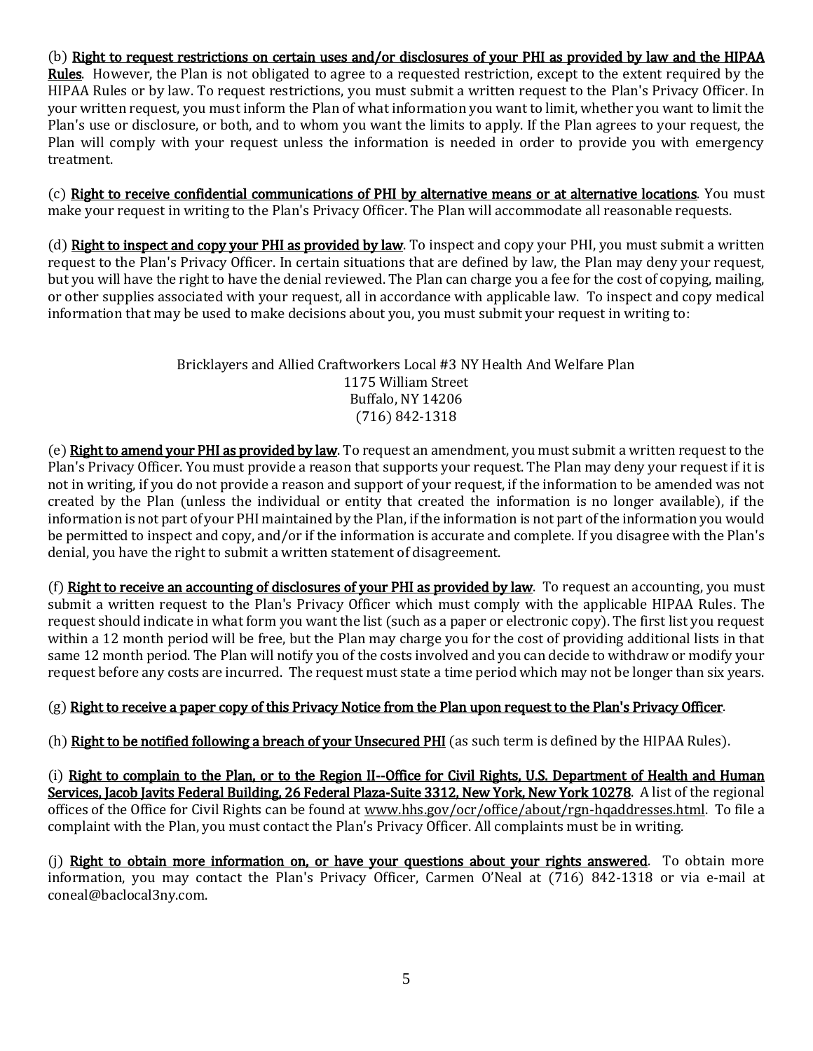(b) <u>Right to request restrictions on certain uses and/or disclosures of your PHI as provided by law and the HIPAA Rules</u>. However, the Plan is not obligated to agree to a requested restriction, except to the extent required by the HIPAA Rules or by law. To request restrictions, you must submit a written request to the Plan's Privacy Officer. In your written request, you must inform the Plan of what information you want to limit, whether you want to limit the Plan's use or disclosure, or both, and to whom you want the limits to apply. If the Plan agrees to your request, the Plan will comply with your request unless the information is needed in order to provide you with emergency treatment.

(c) <u>Right to receive confidential communications of PHI by alternative means or at alternative locations</u>. You must make your request in writing to the Plan's Privacy Officer. The Plan will accommodate all reasonable requests.

(d) <u>Right to inspect and copy your PHI as provided by law</u>. To inspect and copy your PHI, you must submit a written request to the Plan's Privacy Officer. In certain situations that are defined by law, the Plan may deny your request, but you will have the right to have the denial reviewed. The Plan can charge you a fee for the cost of copying, mailing, or other supplies associated with your request, all in accordance with applicable law. To inspect and copy medical information that may be used to make decisions about you, you must submit your request in writing to:

Bricklayers and Allied Craftworkers Local #3 NY Health And Welfare Plan
1175 William Street
Buffalo, NY 14206
(716) 842-1318

(e) <u>Right to amend your PHI as provided by law</u>. To request an amendment, you must submit a written request to the Plan's Privacy Officer. You must provide a reason that supports your request. The Plan may deny your request if it is not in writing, if you do not provide a reason and support of your request, if the information to be amended was not created by the Plan (unless the individual or entity that created the information is no longer available), if the information is not part of your PHI maintained by the Plan, if the information is not part of the information you would be permitted to inspect and copy, and/or if the information is accurate and complete. If you disagree with the Plan's denial, you have the right to submit a written statement of disagreement.

(f) <u>Right to receive an accounting of disclosures of your PHI as provided by law</u>. To request an accounting, you must submit a written request to the Plan's Privacy Officer which must comply with the applicable HIPAA Rules. The request should indicate in what form you want the list (such as a paper or electronic copy). The first list you request within a 12 month period will be free, but the Plan may charge you for the cost of providing additional lists in that same 12 month period. The Plan will notify you of the costs involved and you can decide to withdraw or modify your request before any costs are incurred. The request must state a time period which may not be longer than six years.

(g) <u>Right to receive a paper copy of this Privacy Notice from the Plan upon request to the Plan's Privacy Officer</u>.

(h) <u>Right to be notified following a breach of your Unsecured PHI</u> (as such term is defined by the HIPAA Rules).

(i) <u>Right to complain to the Plan, or to the Region II--Office for Civil Rights, U.S. Department of Health and Human Services, Jacob Javits Federal Building, 26 Federal Plaza-Suite 3312, New York, New York 10278</u>. A list of the regional offices of the Office for Civil Rights can be found at www.hhs.gov/ocr/office/about/rgn-hqaddresses.html. To file a complaint with the Plan, you must contact the Plan's Privacy Officer. All complaints must be in writing.

(j) <u>Right to obtain more information on, or have your questions about your rights answered</u>. To obtain more information, you may contact the Plan's Privacy Officer, Carmen O'Neal at (716) 842-1318 or via e-mail at coneal@baclocal3ny.com.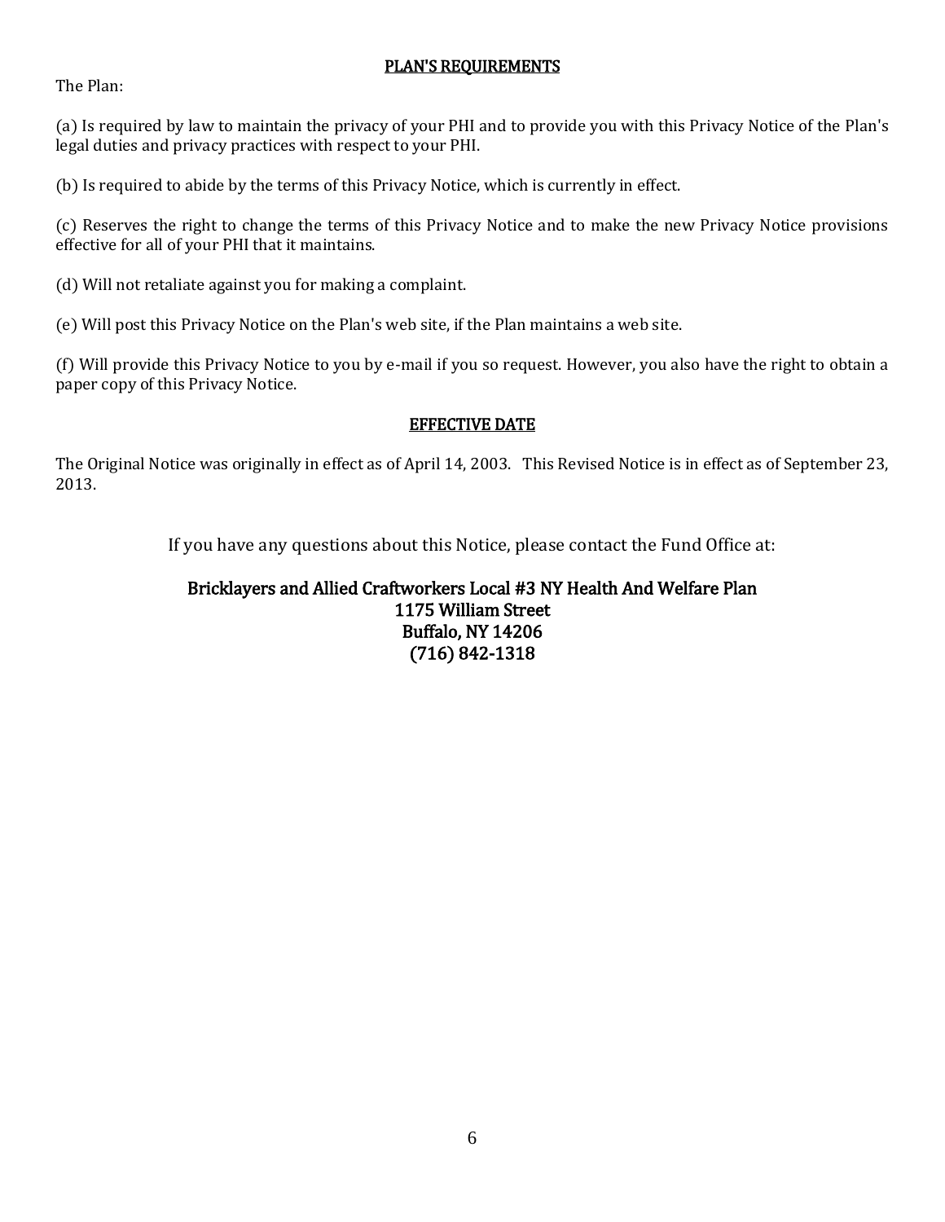## PLAN'S REQUIREMENTS

The Plan:

(a) Is required by law to maintain the privacy of your PHI and to provide you with this Privacy Notice of the Plan's legal duties and privacy practices with respect to your PHI.

(b) Is required to abide by the terms of this Privacy Notice, which is currently in effect.

(c) Reserves the right to change the terms of this Privacy Notice and to make the new Privacy Notice provisions effective for all of your PHI that it maintains.

(d) Will not retaliate against you for making a complaint.

(e) Will post this Privacy Notice on the Plan's web site, if the Plan maintains a web site.

(f) Will provide this Privacy Notice to you by e-mail if you so request. However, you also have the right to obtain a paper copy of this Privacy Notice.

## EFFECTIVE DATE

The Original Notice was originally in effect as of April 14, 2003. This Revised Notice is in effect as of September 23, 2013.

If you have any questions about this Notice, please contact the Fund Office at:

**Bricklayers and Allied Craftworkers Local #3 NY Health And Welfare Plan**
**1175 William Street**
**Buffalo, NY 14206**
**(716) 842-1318**